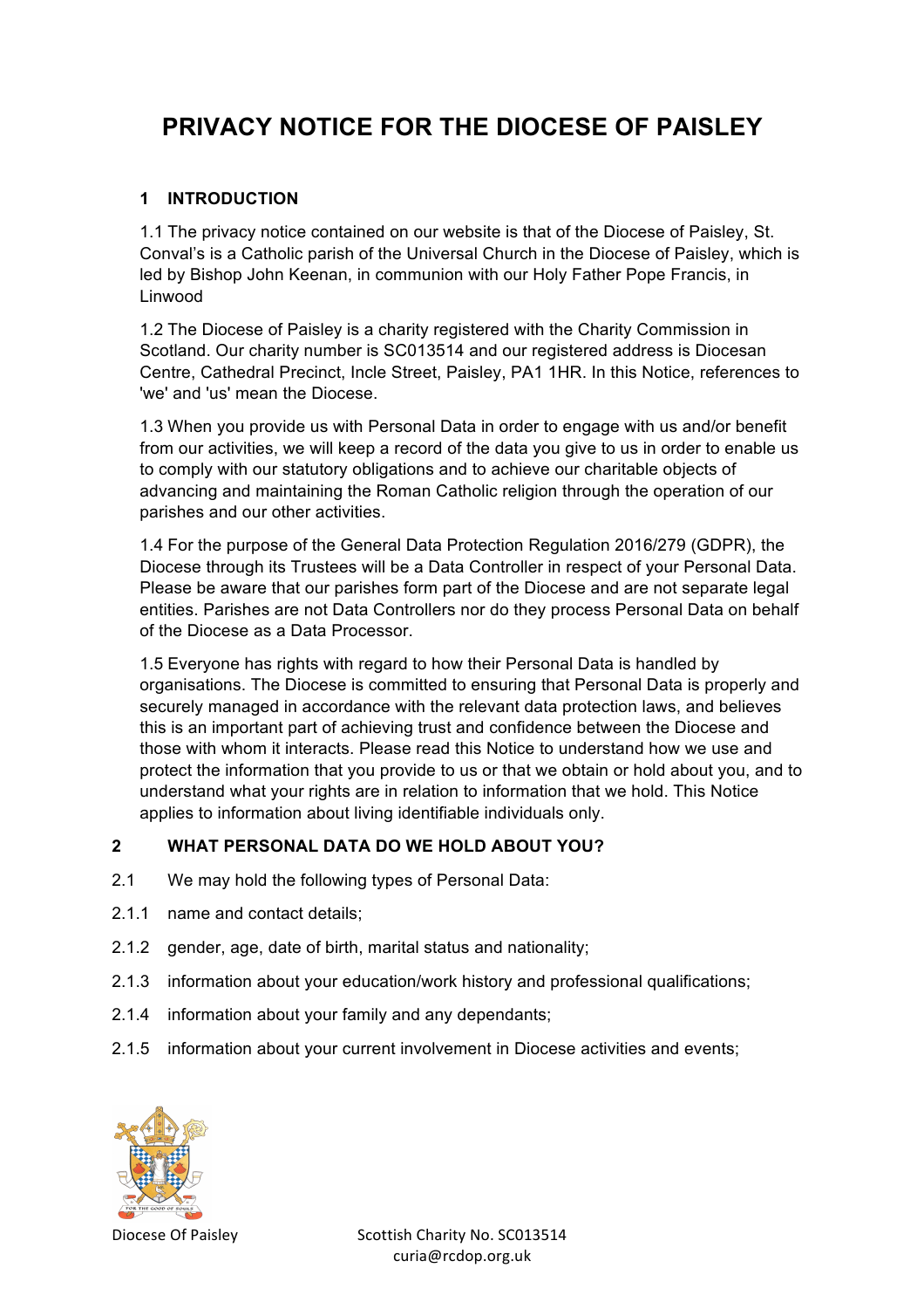# PRIVACY NOTICE FOR THE DIOCESE OF PAISLEY

## 1 INTRODUCTION

1.1 The privacy notice contained on our website is that of the Diocese of Paisley, St. Conval's is a Catholic parish of the Universal Church in the Diocese of Paisley, which is led by Bishop John Keenan, in communion with our Holy Father Pope Francis, in Linwood

1.2 The Diocese of Paisley is a charity registered with the Charity Commission in Scotland. Our charity number is SC013514 and our registered address is Diocesan Centre, Cathedral Precinct, Incle Street, Paisley, PA1 1HR. In this Notice, references to 'we' and 'us' mean the Diocese.

1.3 When you provide us with Personal Data in order to engage with us and/or benefit from our activities, we will keep a record of the data you give to us in order to enable us to comply with our statutory obligations and to achieve our charitable objects of advancing and maintaining the Roman Catholic religion through the operation of our parishes and our other activities.

1.4 For the purpose of the General Data Protection Regulation 2016/279 (GDPR), the Diocese through its Trustees will be a Data Controller in respect of your Personal Data. Please be aware that our parishes form part of the Diocese and are not separate legal entities. Parishes are not Data Controllers nor do they process Personal Data on behalf of the Diocese as a Data Processor.

1.5 Everyone has rights with regard to how their Personal Data is handled by organisations. The Diocese is committed to ensuring that Personal Data is properly and securely managed in accordance with the relevant data protection laws, and believes this is an important part of achieving trust and confidence between the Diocese and those with whom it interacts. Please read this Notice to understand how we use and protect the information that you provide to us or that we obtain or hold about you, and to understand what your rights are in relation to information that we hold. This Notice applies to information about living identifiable individuals only.

## 2 WHAT PERSONAL DATA DO WE HOLD ABOUT YOU?

2.1 We may hold the following types of Personal Data:

2.1.1 name and contact details;

2.1.2 gender, age, date of birth, marital status and nationality;

2.1.3 information about your education/work history and professional qualifications;

2.1.4 information about your family and any dependants;

2.1.5 information about your current involvement in Diocese activities and events;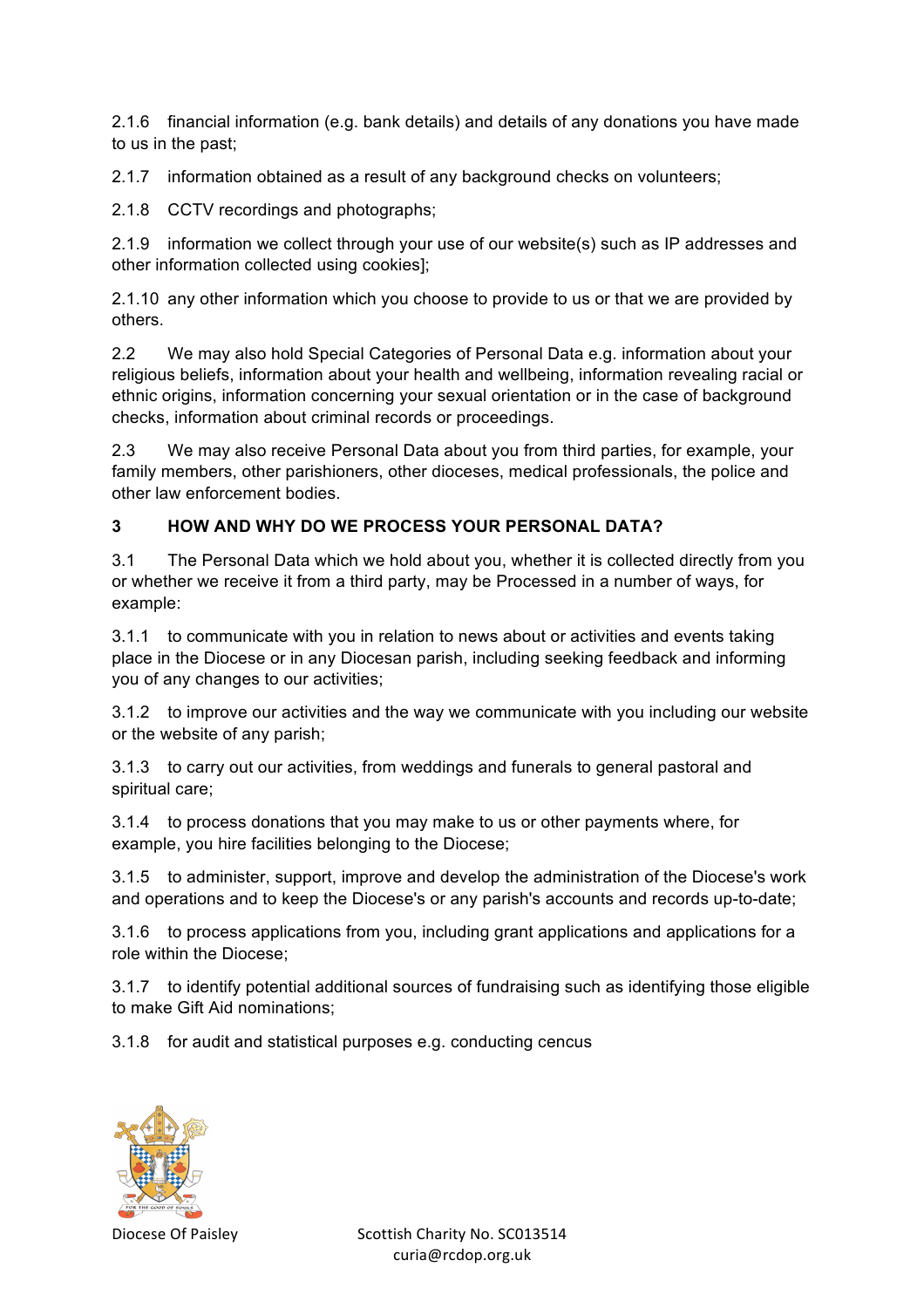2.1.6 financial information (e.g. bank details) and details of any donations you have made to us in the past;

2.1.7 information obtained as a result of any background checks on volunteers;

2.1.8 CCTV recordings and photographs;

2.1.9 information we collect through your use of our website(s) such as IP addresses and other information collected using cookies];

2.1.10 any other information which you choose to provide to us or that we are provided by others.

2.2 We may also hold Special Categories of Personal Data e.g. information about your religious beliefs, information about your health and wellbeing, information revealing racial or ethnic origins, information concerning your sexual orientation or in the case of background checks, information about criminal records or proceedings.

2.3 We may also receive Personal Data about you from third parties, for example, your family members, other parishioners, other dioceses, medical professionals, the police and other law enforcement bodies.

### 3 HOW AND WHY DO WE PROCESS YOUR PERSONAL DATA?

3.1 The Personal Data which we hold about you, whether it is collected directly from you or whether we receive it from a third party, may be Processed in a number of ways, for example:

3.1.1 to communicate with you in relation to news about or activities and events taking place in the Diocese or in any Diocesan parish, including seeking feedback and informing you of any changes to our activities;

3.1.2 to improve our activities and the way we communicate with you including our website or the website of any parish;

3.1.3 to carry out our activities, from weddings and funerals to general pastoral and spiritual care;

3.1.4 to process donations that you may make to us or other payments where, for example, you hire facilities belonging to the Diocese;

3.1.5 to administer, support, improve and develop the administration of the Diocese's work and operations and to keep the Diocese's or any parish's accounts and records up-to-date;

3.1.6 to process applications from you, including grant applications and applications for a role within the Diocese;

3.1.7 to identify potential additional sources of fundraising such as identifying those eligible to make Gift Aid nominations;

3.1.8 for audit and statistical purposes e.g. conducting cencus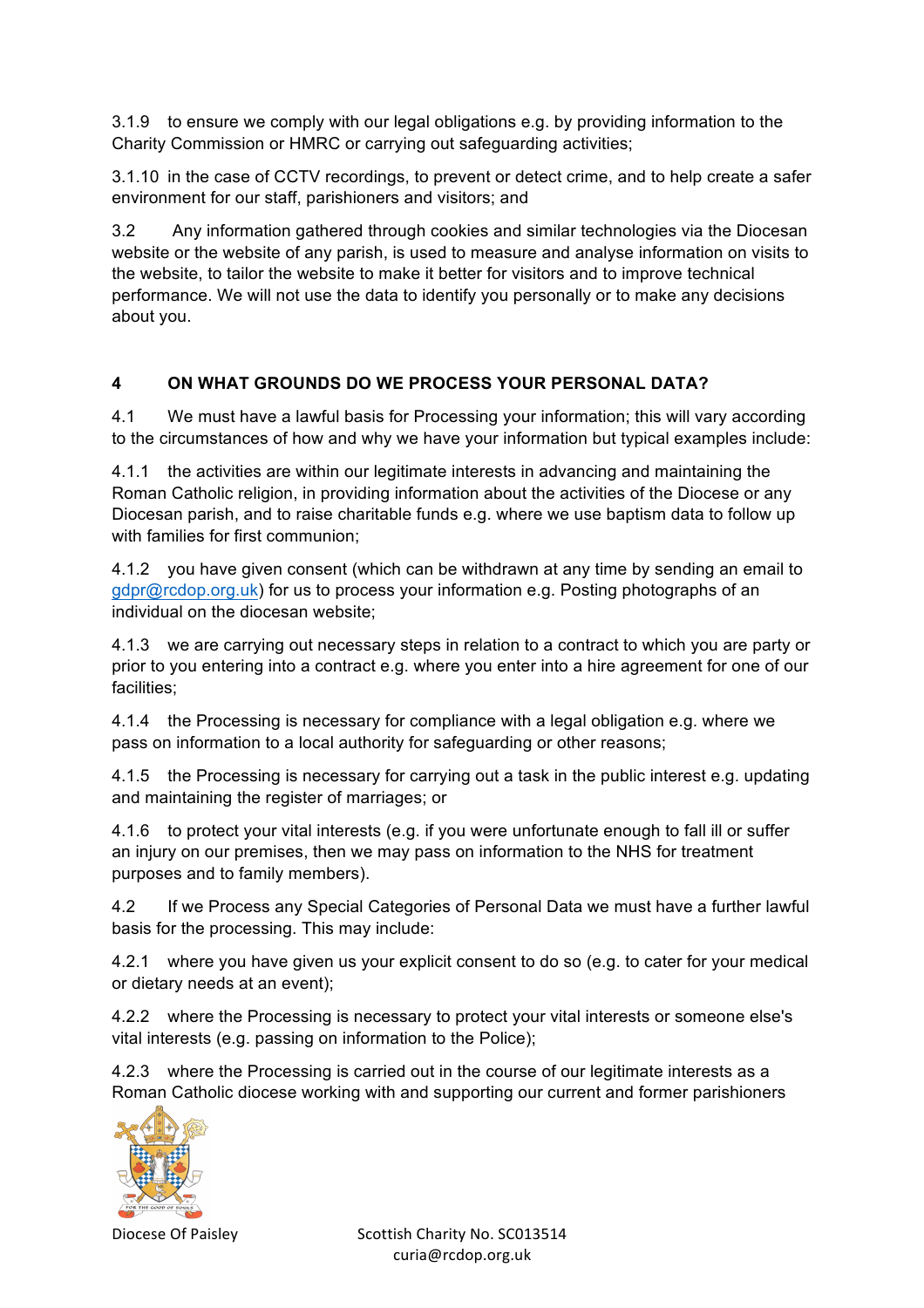3.1.9 to ensure we comply with our legal obligations e.g. by providing information to the Charity Commission or HMRC or carrying out safeguarding activities;

3.1.10 in the case of CCTV recordings, to prevent or detect crime, and to help create a safer environment for our staff, parishioners and visitors; and

3.2 Any information gathered through cookies and similar technologies via the Diocesan website or the website of any parish, is used to measure and analyse information on visits to the website, to tailor the website to make it better for visitors and to improve technical performance. We will not use the data to identify you personally or to make any decisions about you.

## 4 ON WHAT GROUNDS DO WE PROCESS YOUR PERSONAL DATA?

4.1 We must have a lawful basis for Processing your information; this will vary according to the circumstances of how and why we have your information but typical examples include:

4.1.1 the activities are within our legitimate interests in advancing and maintaining the Roman Catholic religion, in providing information about the activities of the Diocese or any Diocesan parish, and to raise charitable funds e.g. where we use baptism data to follow up with families for first communion;

4.1.2 you have given consent (which can be withdrawn at any time by sending an email to gdpr@rcdop.org.uk) for us to process your information e.g. Posting photographs of an individual on the diocesan website;

4.1.3 we are carrying out necessary steps in relation to a contract to which you are party or prior to you entering into a contract e.g. where you enter into a hire agreement for one of our facilities;

4.1.4 the Processing is necessary for compliance with a legal obligation e.g. where we pass on information to a local authority for safeguarding or other reasons;

4.1.5 the Processing is necessary for carrying out a task in the public interest e.g. updating and maintaining the register of marriages; or

4.1.6 to protect your vital interests (e.g. if you were unfortunate enough to fall ill or suffer an injury on our premises, then we may pass on information to the NHS for treatment purposes and to family members).

4.2 If we Process any Special Categories of Personal Data we must have a further lawful basis for the processing. This may include:

4.2.1 where you have given us your explicit consent to do so (e.g. to cater for your medical or dietary needs at an event);

4.2.2 where the Processing is necessary to protect your vital interests or someone else's vital interests (e.g. passing on information to the Police);

4.2.3 where the Processing is carried out in the course of our legitimate interests as a Roman Catholic diocese working with and supporting our current and former parishioners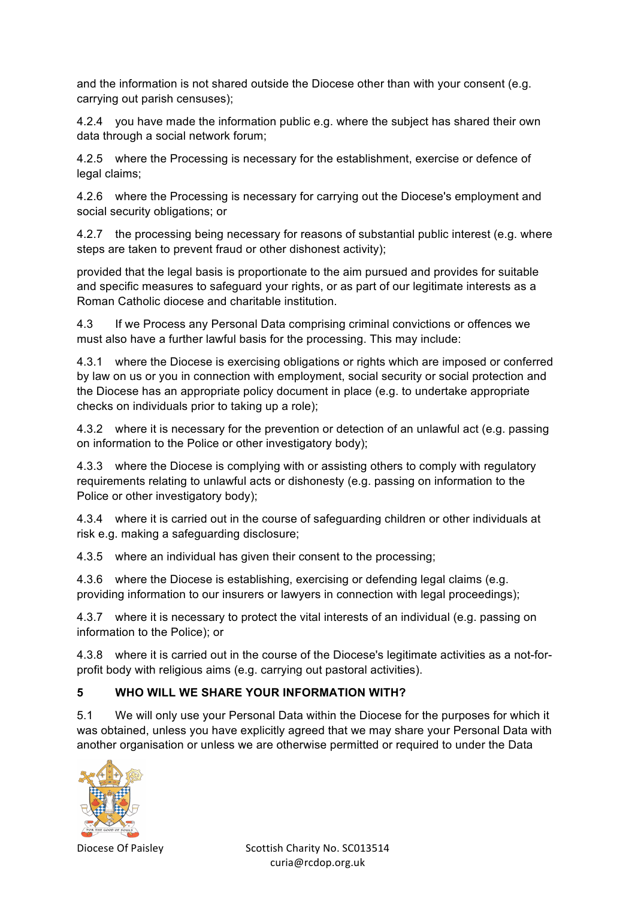and the information is not shared outside the Diocese other than with your consent (e.g. carrying out parish censuses);

4.2.4 you have made the information public e.g. where the subject has shared their own data through a social network forum;

4.2.5 where the Processing is necessary for the establishment, exercise or defence of legal claims;

4.2.6 where the Processing is necessary for carrying out the Diocese's employment and social security obligations; or

4.2.7 the processing being necessary for reasons of substantial public interest (e.g. where steps are taken to prevent fraud or other dishonest activity);

provided that the legal basis is proportionate to the aim pursued and provides for suitable and specific measures to safeguard your rights, or as part of our legitimate interests as a Roman Catholic diocese and charitable institution.

4.3 If we Process any Personal Data comprising criminal convictions or offences we must also have a further lawful basis for the processing. This may include:

4.3.1 where the Diocese is exercising obligations or rights which are imposed or conferred by law on us or you in connection with employment, social security or social protection and the Diocese has an appropriate policy document in place (e.g. to undertake appropriate checks on individuals prior to taking up a role);

4.3.2 where it is necessary for the prevention or detection of an unlawful act (e.g. passing on information to the Police or other investigatory body);

4.3.3 where the Diocese is complying with or assisting others to comply with regulatory requirements relating to unlawful acts or dishonesty (e.g. passing on information to the Police or other investigatory body);

4.3.4 where it is carried out in the course of safeguarding children or other individuals at risk e.g. making a safeguarding disclosure;

4.3.5 where an individual has given their consent to the processing;

4.3.6 where the Diocese is establishing, exercising or defending legal claims (e.g. providing information to our insurers or lawyers in connection with legal proceedings);

4.3.7 where it is necessary to protect the vital interests of an individual (e.g. passing on information to the Police); or

4.3.8 where it is carried out in the course of the Diocese's legitimate activities as a not-for-profit body with religious aims (e.g. carrying out pastoral activities).

## 5 WHO WILL WE SHARE YOUR INFORMATION WITH?

5.1 We will only use your Personal Data within the Diocese for the purposes for which it was obtained, unless you have explicitly agreed that we may share your Personal Data with another organisation or unless we are otherwise permitted or required to under the Data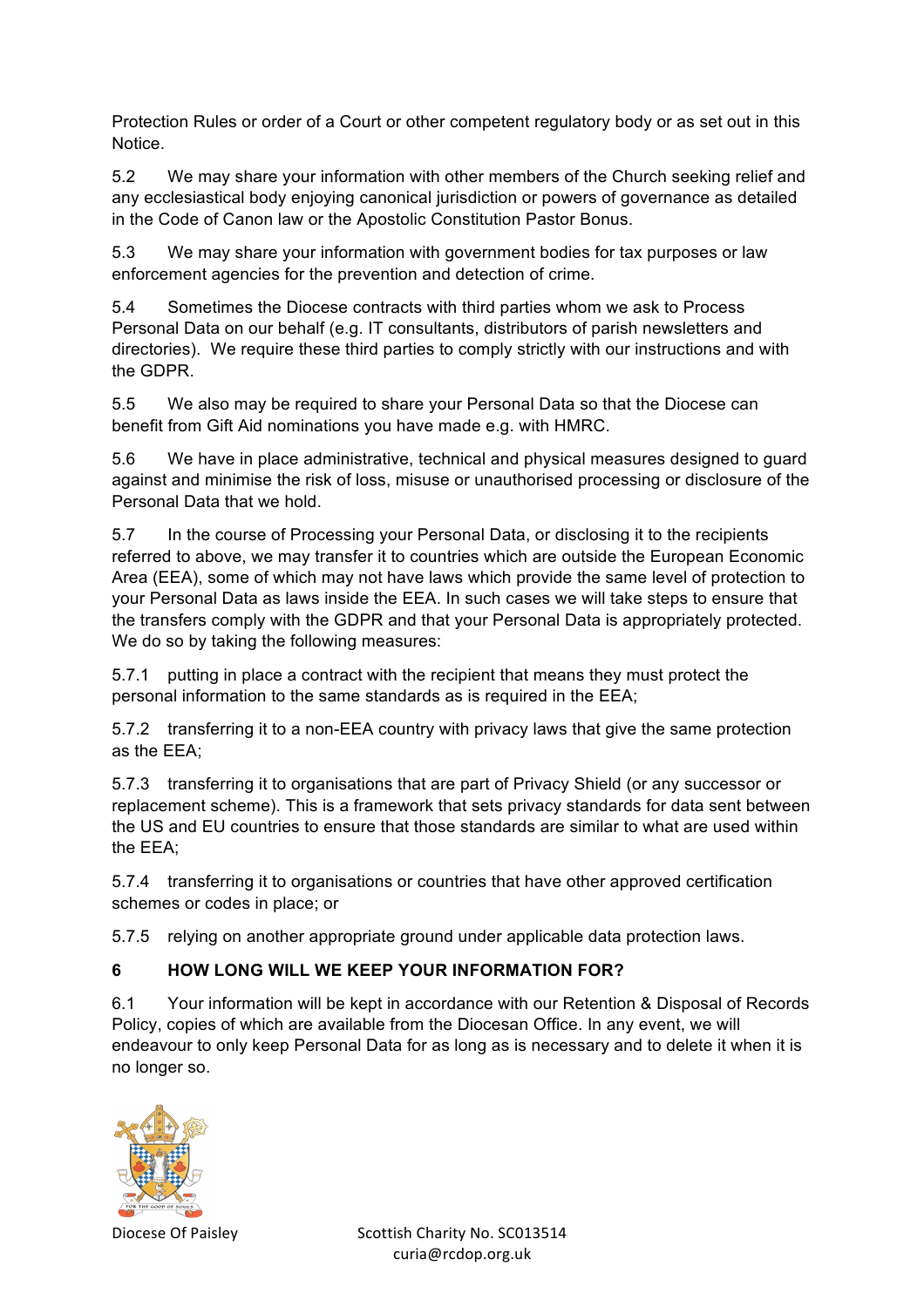Protection Rules or order of a Court or other competent regulatory body or as set out in this Notice.

5.2 We may share your information with other members of the Church seeking relief and any ecclesiastical body enjoying canonical jurisdiction or powers of governance as detailed in the Code of Canon law or the Apostolic Constitution Pastor Bonus.

5.3 We may share your information with government bodies for tax purposes or law enforcement agencies for the prevention and detection of crime.

5.4 Sometimes the Diocese contracts with third parties whom we ask to Process Personal Data on our behalf (e.g. IT consultants, distributors of parish newsletters and directories). We require these third parties to comply strictly with our instructions and with the GDPR.

5.5 We also may be required to share your Personal Data so that the Diocese can benefit from Gift Aid nominations you have made e.g. with HMRC.

5.6 We have in place administrative, technical and physical measures designed to guard against and minimise the risk of loss, misuse or unauthorised processing or disclosure of the Personal Data that we hold.

5.7 In the course of Processing your Personal Data, or disclosing it to the recipients referred to above, we may transfer it to countries which are outside the European Economic Area (EEA), some of which may not have laws which provide the same level of protection to your Personal Data as laws inside the EEA. In such cases we will take steps to ensure that the transfers comply with the GDPR and that your Personal Data is appropriately protected. We do so by taking the following measures:

5.7.1 putting in place a contract with the recipient that means they must protect the personal information to the same standards as is required in the EEA;

5.7.2 transferring it to a non-EEA country with privacy laws that give the same protection as the EEA;

5.7.3 transferring it to organisations that are part of Privacy Shield (or any successor or replacement scheme). This is a framework that sets privacy standards for data sent between the US and EU countries to ensure that those standards are similar to what are used within the EEA;

5.7.4 transferring it to organisations or countries that have other approved certification schemes or codes in place; or

5.7.5 relying on another appropriate ground under applicable data protection laws.

## 6 HOW LONG WILL WE KEEP YOUR INFORMATION FOR?

6.1 Your information will be kept in accordance with our Retention & Disposal of Records Policy, copies of which are available from the Diocesan Office. In any event, we will endeavour to only keep Personal Data for as long as is necessary and to delete it when it is no longer so.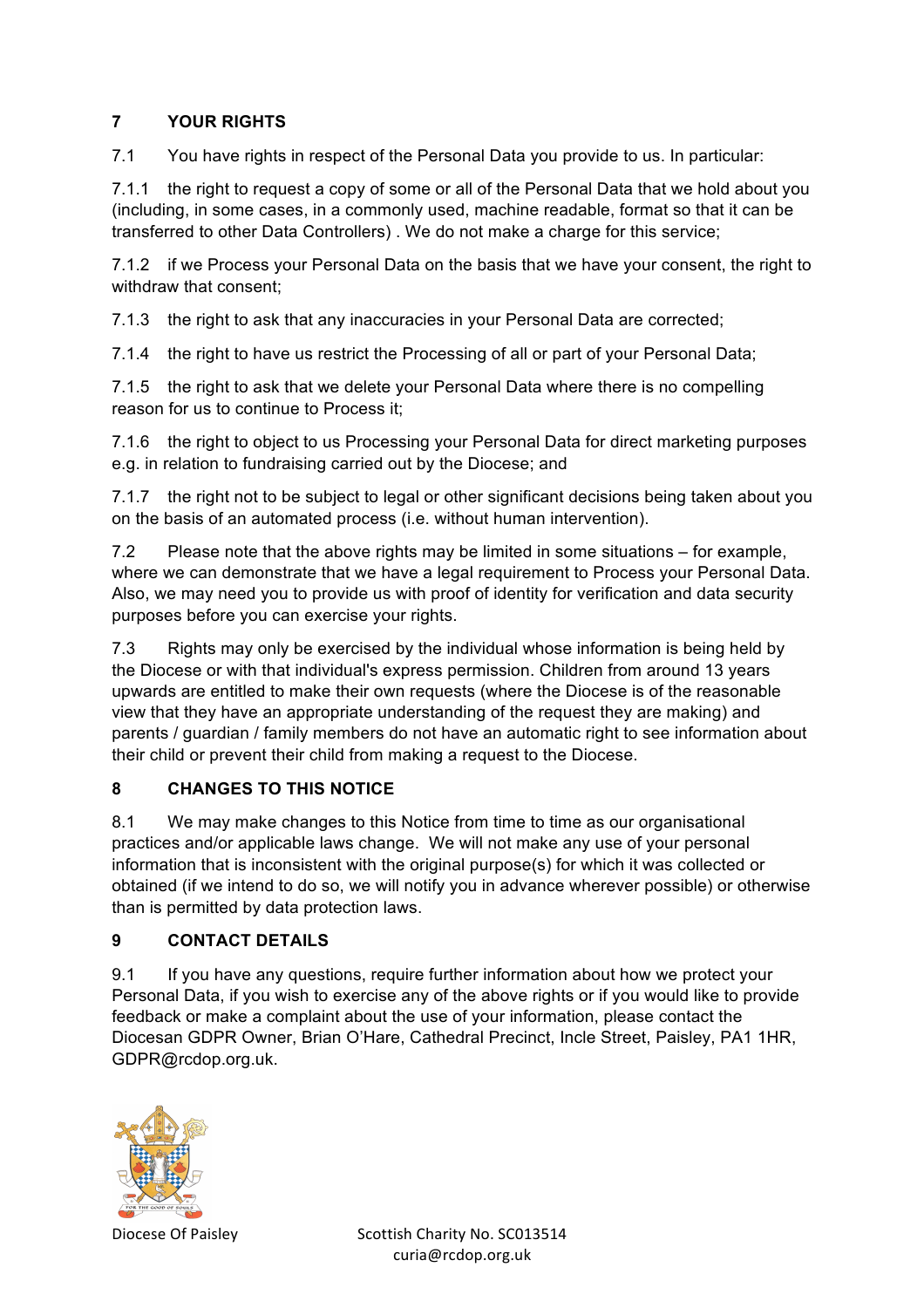## 7 YOUR RIGHTS

7.1 You have rights in respect of the Personal Data you provide to us. In particular:

7.1.1 the right to request a copy of some or all of the Personal Data that we hold about you (including, in some cases, in a commonly used, machine readable, format so that it can be transferred to other Data Controllers) . We do not make a charge for this service;

7.1.2 if we Process your Personal Data on the basis that we have your consent, the right to withdraw that consent;

7.1.3 the right to ask that any inaccuracies in your Personal Data are corrected;

7.1.4 the right to have us restrict the Processing of all or part of your Personal Data;

7.1.5 the right to ask that we delete your Personal Data where there is no compelling reason for us to continue to Process it;

7.1.6 the right to object to us Processing your Personal Data for direct marketing purposes e.g. in relation to fundraising carried out by the Diocese; and

7.1.7 the right not to be subject to legal or other significant decisions being taken about you on the basis of an automated process (i.e. without human intervention).

7.2 Please note that the above rights may be limited in some situations – for example, where we can demonstrate that we have a legal requirement to Process your Personal Data. Also, we may need you to provide us with proof of identity for verification and data security purposes before you can exercise your rights.

7.3 Rights may only be exercised by the individual whose information is being held by the Diocese or with that individual's express permission. Children from around 13 years upwards are entitled to make their own requests (where the Diocese is of the reasonable view that they have an appropriate understanding of the request they are making) and parents / guardian / family members do not have an automatic right to see information about their child or prevent their child from making a request to the Diocese.

## 8 CHANGES TO THIS NOTICE

8.1 We may make changes to this Notice from time to time as our organisational practices and/or applicable laws change. We will not make any use of your personal information that is inconsistent with the original purpose(s) for which it was collected or obtained (if we intend to do so, we will notify you in advance wherever possible) or otherwise than is permitted by data protection laws.

## 9 CONTACT DETAILS

9.1 If you have any questions, require further information about how we protect your Personal Data, if you wish to exercise any of the above rights or if you would like to provide feedback or make a complaint about the use of your information, please contact the Diocesan GDPR Owner, Brian O'Hare, Cathedral Precinct, Incle Street, Paisley, PA1 1HR, GDPR@rcdop.org.uk.

Diocese Of Paisley

Scottish Charity No. SC013514
curia@rcdop.org.uk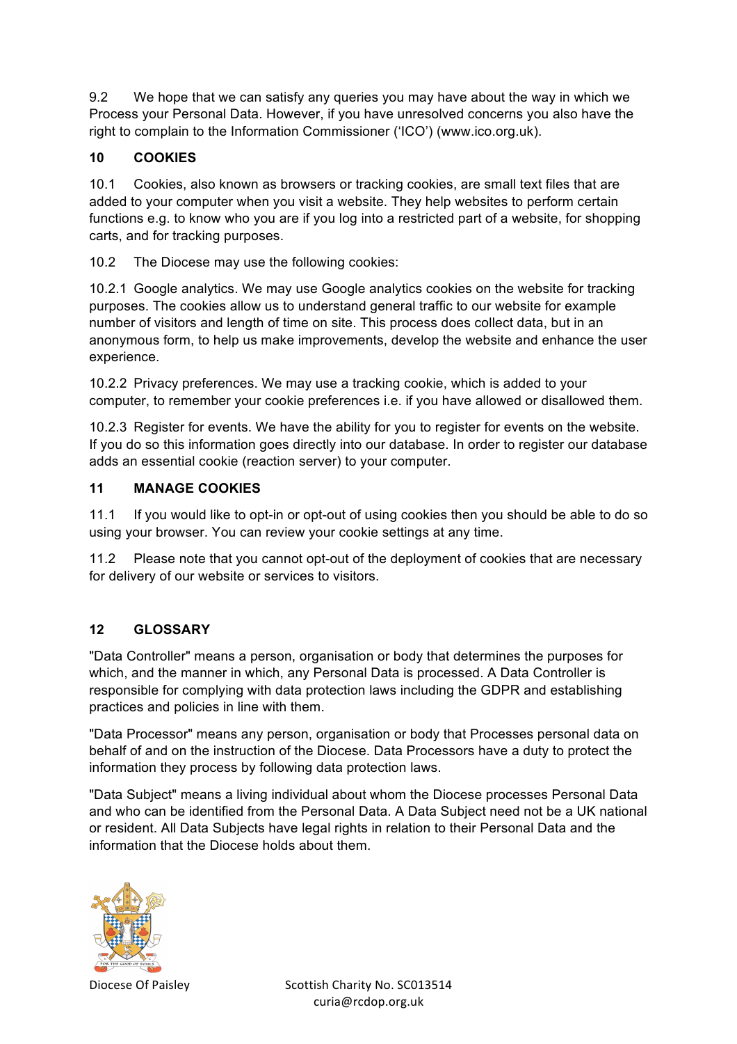9.2 We hope that we can satisfy any queries you may have about the way in which we Process your Personal Data. However, if you have unresolved concerns you also have the right to complain to the Information Commissioner ('ICO') (www.ico.org.uk).

## 10 COOKIES

10.1 Cookies, also known as browsers or tracking cookies, are small text files that are added to your computer when you visit a website. They help websites to perform certain functions e.g. to know who you are if you log into a restricted part of a website, for shopping carts, and for tracking purposes.

10.2 The Diocese may use the following cookies:

10.2.1 Google analytics. We may use Google analytics cookies on the website for tracking purposes. The cookies allow us to understand general traffic to our website for example number of visitors and length of time on site. This process does collect data, but in an anonymous form, to help us make improvements, develop the website and enhance the user experience.

10.2.2 Privacy preferences. We may use a tracking cookie, which is added to your computer, to remember your cookie preferences i.e. if you have allowed or disallowed them.

10.2.3 Register for events. We have the ability for you to register for events on the website. If you do so this information goes directly into our database. In order to register our database adds an essential cookie (reaction server) to your computer.

## 11 MANAGE COOKIES

11.1 If you would like to opt-in or opt-out of using cookies then you should be able to do so using your browser. You can review your cookie settings at any time.

11.2 Please note that you cannot opt-out of the deployment of cookies that are necessary for delivery of our website or services to visitors.

## 12 GLOSSARY

"Data Controller" means a person, organisation or body that determines the purposes for which, and the manner in which, any Personal Data is processed. A Data Controller is responsible for complying with data protection laws including the GDPR and establishing practices and policies in line with them.

"Data Processor" means any person, organisation or body that Processes personal data on behalf of and on the instruction of the Diocese. Data Processors have a duty to protect the information they process by following data protection laws.

"Data Subject" means a living individual about whom the Diocese processes Personal Data and who can be identified from the Personal Data. A Data Subject need not be a UK national or resident. All Data Subjects have legal rights in relation to their Personal Data and the information that the Diocese holds about them.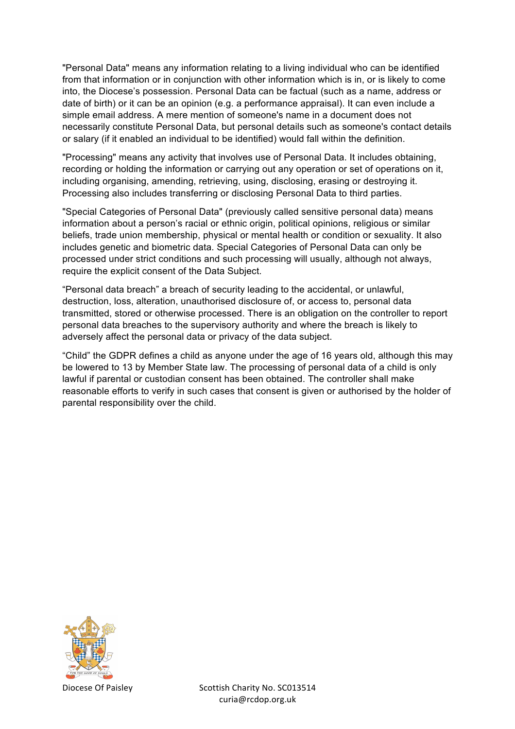"Personal Data" means any information relating to a living individual who can be identified from that information or in conjunction with other information which is in, or is likely to come into, the Diocese's possession. Personal Data can be factual (such as a name, address or date of birth) or it can be an opinion (e.g. a performance appraisal). It can even include a simple email address. A mere mention of someone's name in a document does not necessarily constitute Personal Data, but personal details such as someone's contact details or salary (if it enabled an individual to be identified) would fall within the definition.

"Processing" means any activity that involves use of Personal Data. It includes obtaining, recording or holding the information or carrying out any operation or set of operations on it, including organising, amending, retrieving, using, disclosing, erasing or destroying it. Processing also includes transferring or disclosing Personal Data to third parties.

"Special Categories of Personal Data" (previously called sensitive personal data) means information about a person's racial or ethnic origin, political opinions, religious or similar beliefs, trade union membership, physical or mental health or condition or sexuality. It also includes genetic and biometric data. Special Categories of Personal Data can only be processed under strict conditions and such processing will usually, although not always, require the explicit consent of the Data Subject.

"Personal data breach" a breach of security leading to the accidental, or unlawful, destruction, loss, alteration, unauthorised disclosure of, or access to, personal data transmitted, stored or otherwise processed. There is an obligation on the controller to report personal data breaches to the supervisory authority and where the breach is likely to adversely affect the personal data or privacy of the data subject.

"Child" the GDPR defines a child as anyone under the age of 16 years old, although this may be lowered to 13 by Member State law. The processing of personal data of a child is only lawful if parental or custodian consent has been obtained. The controller shall make reasonable efforts to verify in such cases that consent is given or authorised by the holder of parental responsibility over the child.